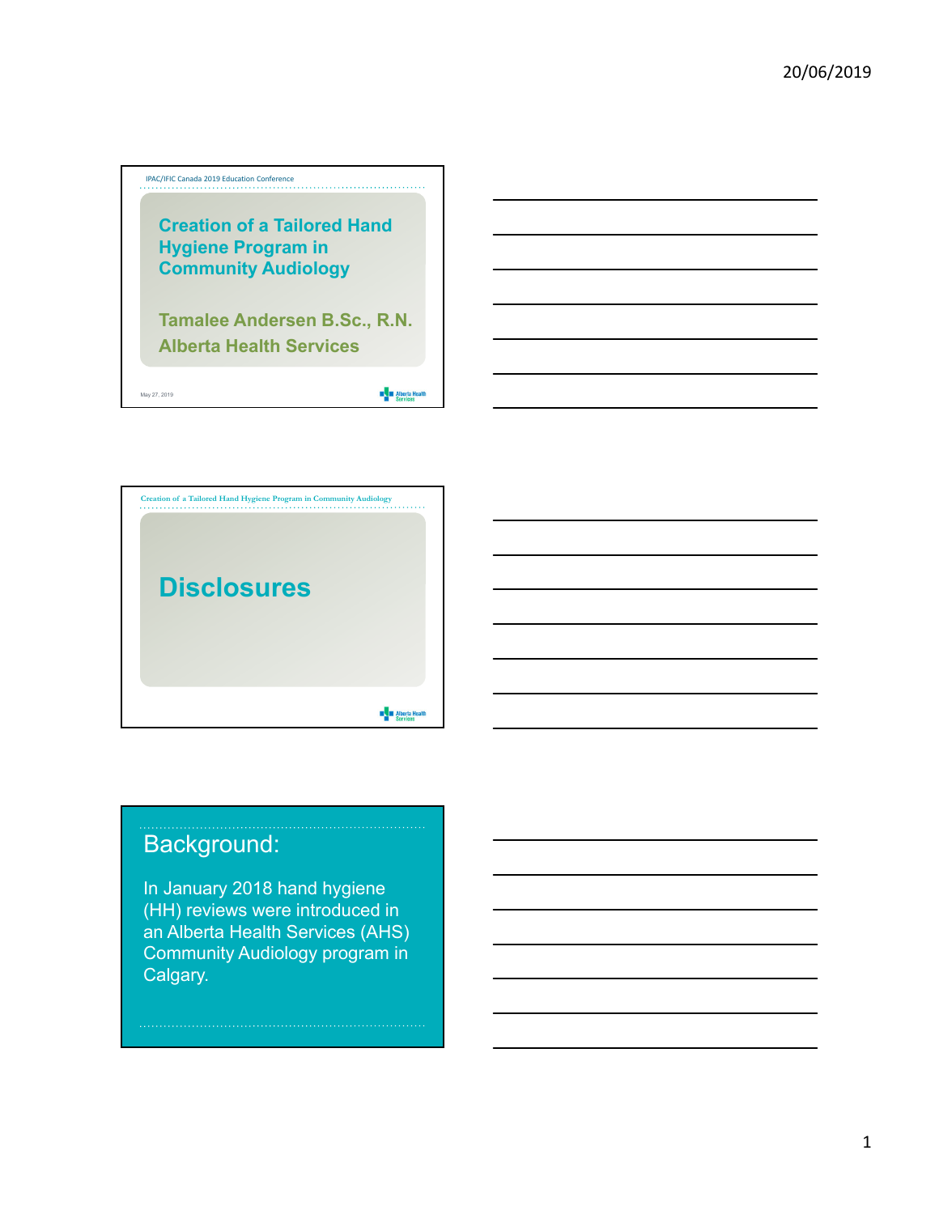IPAC/IFIC Canada 2019 Education Conference

# Creation of a Tailored Hand Hygiene Program in Community Audiology

**Tamalee Andersen B.Sc., R.N.**
**Alberta Health Services**

May 27, 2019

## Disclosures

## Background:

In January 2018 hand hygiene (HH) reviews were introduced in an Alberta Health Services (AHS) Community Audiology program in Calgary.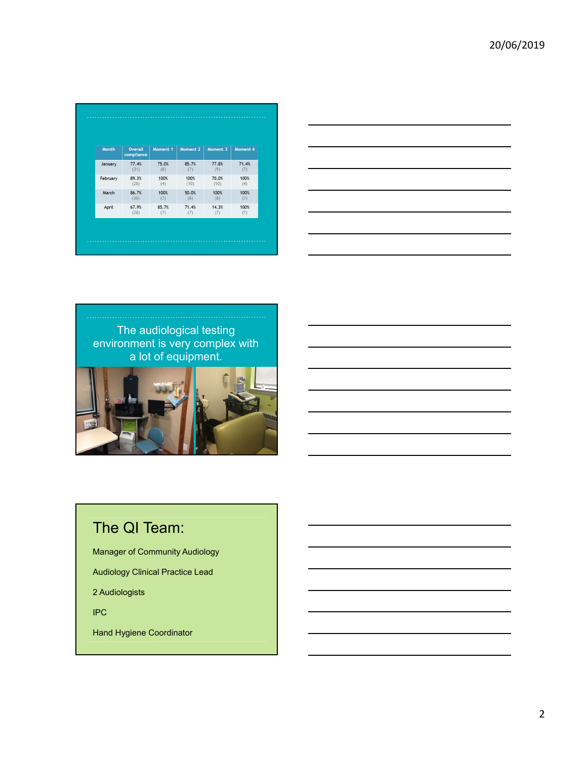| Month | Overall compliance | Moment 1 | Moment 2 | Moment 3 | Moment 4 |
|---|---|---|---|---|---|
| January | 77.4% (31) | 75.0% (8) | 85.7% (7) | 77.8% (9) | 71.4% (7) |
| February | 89.3% (28) | 100% (4) | 100% (10) | 70.0% (10) | 100% (4) |
| March | 86.7% (30) | 100% (7) | 50.0% (8) | 100% (8) | 100% (7) |
| April | 67.9% (28) | 85.7% (7) | 71.4% (7) | 14.3% (7) | 100% (7) |

The audiological testing environment is very complex with a lot of equipment.

# The QI Team:

Manager of Community Audiology

Audiology Clinical Practice Lead

2 Audiologists

IPC

Hand Hygiene Coordinator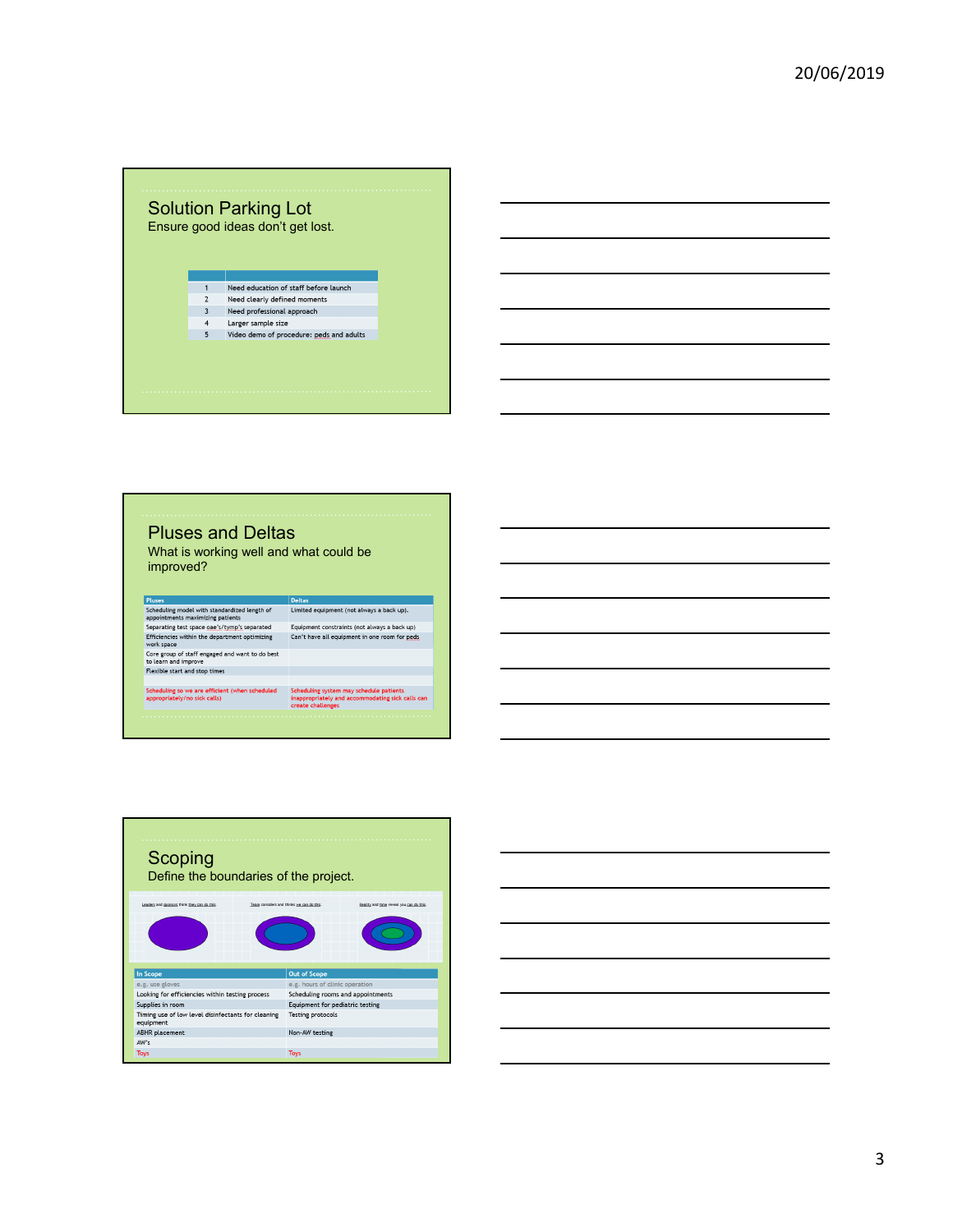## Solution Parking Lot

Ensure good ideas don't get lost.

| | |
|---|---|
| 1 | Need education of staff before launch |
| 2 | Need clearly defined moments |
| 3 | Need professional approach |
| 4 | Larger sample size |
| 5 | Video demo of procedure: peds and adults |

## Pluses and Deltas

What is working well and what could be improved?

| Pluses | Deltas |
|---|---|
| Scheduling model with standardized length of appointments maximizing patients | Limited equipment (not always a back up). |
| Separating test space oae's/tymp's separated | Equipment constraints (not always a back up) |
| Efficiencies within the department optimizing work space | Can't have all equipment in one room for peds |
| Core group of staff engaged and want to do best to learn and improve | |
| Flexible start and stop times | |
| | |
| Scheduling so we are efficient (when scheduled appropriately/no sick calls) | Scheduling system may schedule patients inappropriately and accommodating sick calls can create challenges |

## Scoping

Define the boundaries of the project.

Leaders and sponsors think they can do this. | Team considers and thinks we can do this. | Reality and time reveal you can do this.

| In Scope | Out of Scope |
|---|---|
| e.g. use gloves | e.g. hours of clinic operation |
| Looking for efficiencies within testing process | Scheduling rooms and appointments |
| Supplies in room | Equipment for pediatric testing |
| Timing use of low level disinfectants for cleaning equipment | Testing protocols |
| ABHR placement | Non-AW testing |
| AW's | |
| Toys | Toys |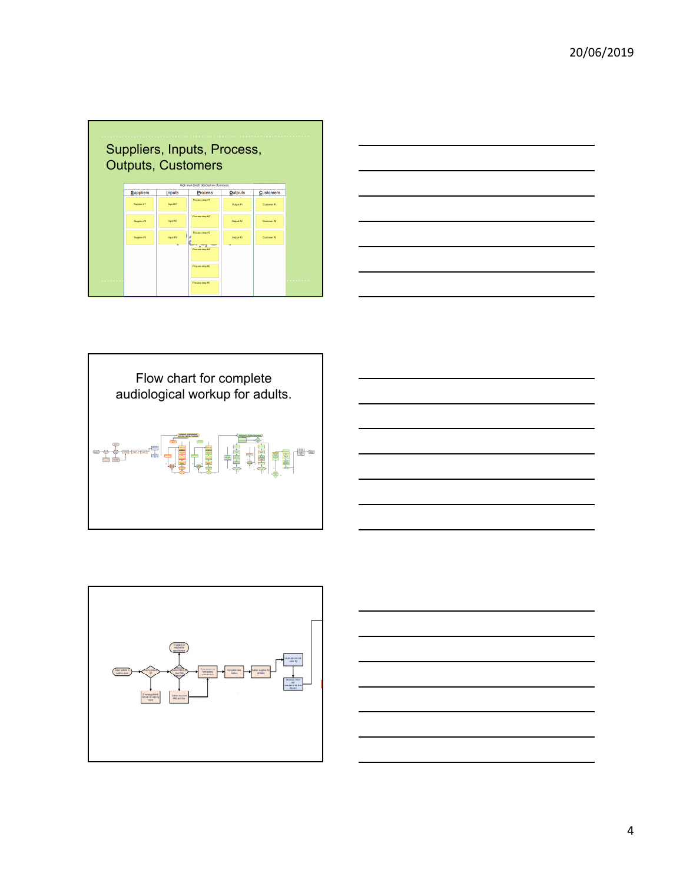## Suppliers, Inputs, Process, Outputs, Customers

High level (brief) description of process

| Suppliers | Inputs | Process | Outputs | Customers |
| --- | --- | --- | --- | --- |
| Supplier #1 | Input #1 | Process step #1 | Output #1 | Customer #1 |
| Supplier #2 | Input #2 | Process step #2 | Output #2 | Customer #2 |
| Supplier #3 | Input #3 | Process step #3 | Output #3 | Customer #3 |
| | | Process step #4 | | |
| | | Process step #5 | | |
| | | Process step #6 | | |

## Flow chart for complete audiological workup for adults.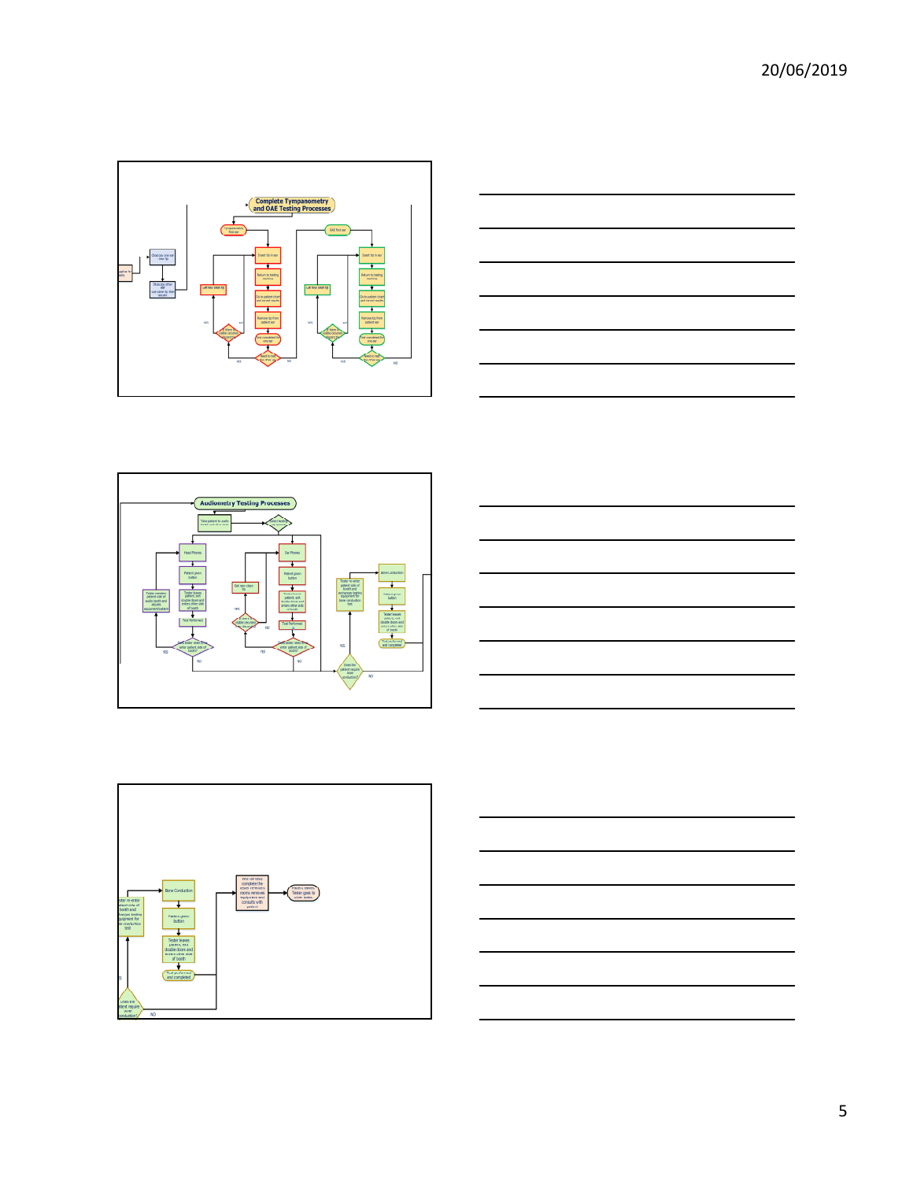## Complete Tympanometry and OAE Testing Processes

- Tympanometry first ear
- Insert tip in ear
- Return to testing machine
- Go to patient chart and correct results
- Remove tip from patient ear
- Test completed for one ear
- Need to test the other ear?
- Get new clean tip
- OAE first ear
- YES
- NO

## Audiometry Testing Processes

- Take patient to audio booth
- Head Phones
- Ear Phones
- Patient given button
- Tester leaves patient, exit double doors and enters other side of booth
- Test Performed
- Get new clean tip
- Bone conduction
- Tester re-enter patient side of booth and exchanges testing equipment for bone conduction test
- Does the patient require bone conduction?
- YES
- NO

---

- Bone Conduction
- Patient given button
- Tester leaves patient, exit double doors and enters other side of booth
- Test performed and completed
- Tester re-enter patient side of booth and exchanges testing equipment for bone conduction test
- Does the patient require bone conduction?
- NO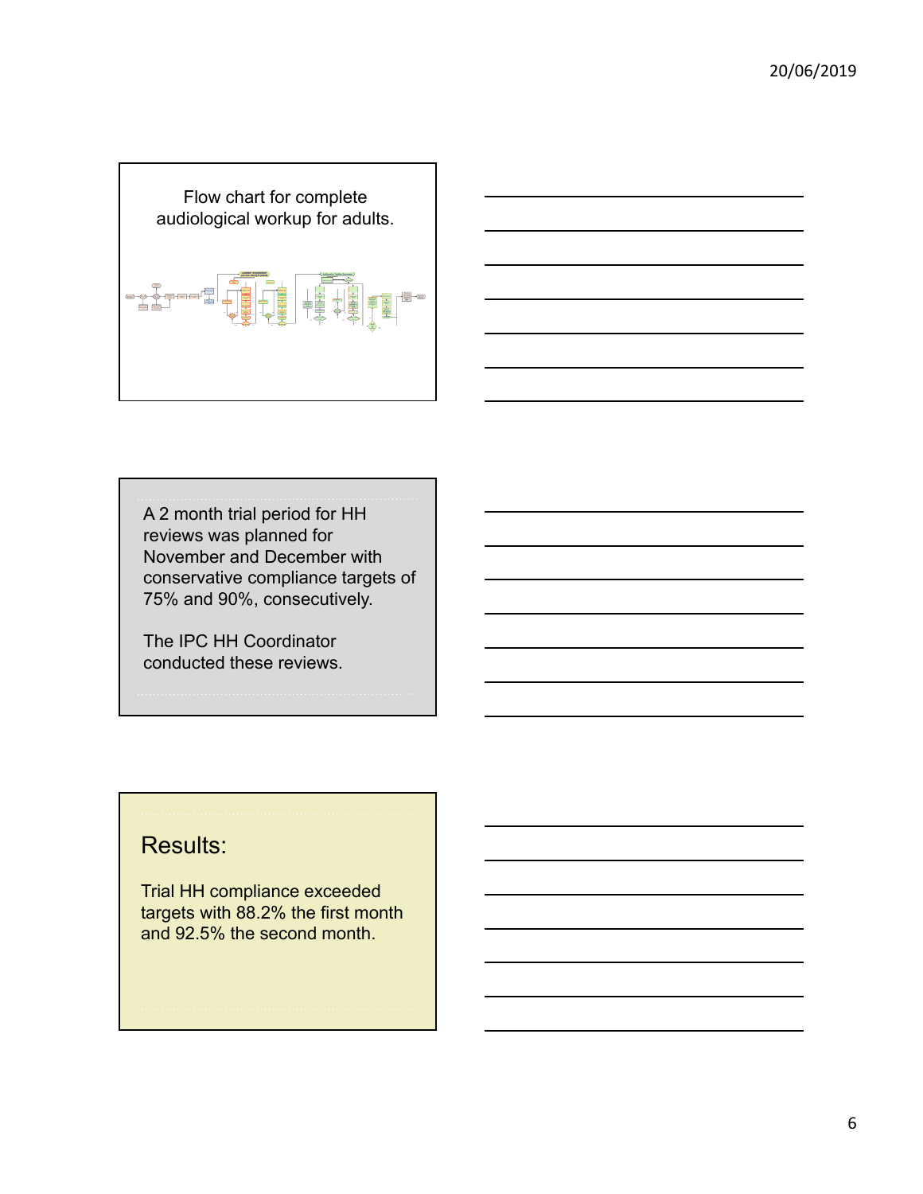Flow chart for complete audiological workup for adults.

A 2 month trial period for HH reviews was planned for November and December with conservative compliance targets of 75% and 90%, consecutively.

The IPC HH Coordinator conducted these reviews.

## Results:

Trial HH compliance exceeded targets with 88.2% the first month and 92.5% the second month.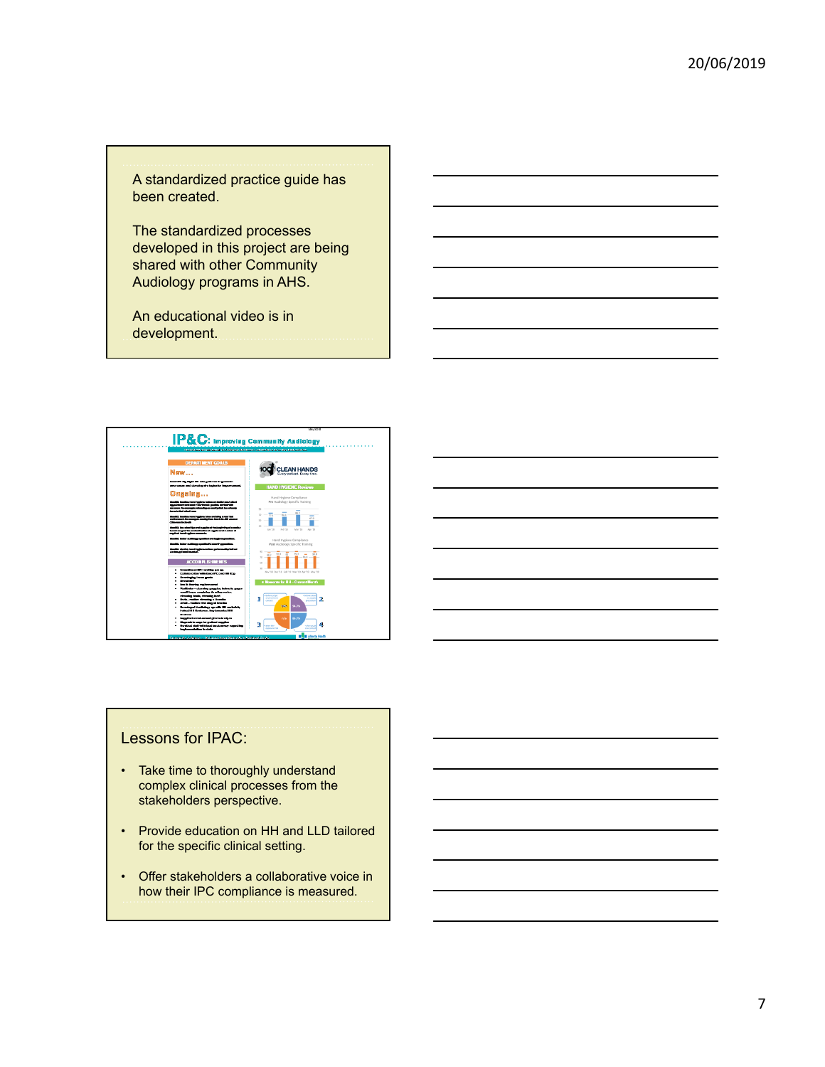A standardized practice guide has been created.

The standardized processes developed in this project are being shared with other Community Audiology programs in AHS.

An educational video is in development.

IP&C: Improving Community Audiology

Lessons for IPAC:

- Take time to thoroughly understand complex clinical processes from the stakeholders perspective.
- Provide education on HH and LLD tailored for the specific clinical setting.
- Offer stakeholders a collaborative voice in how their IPC compliance is measured.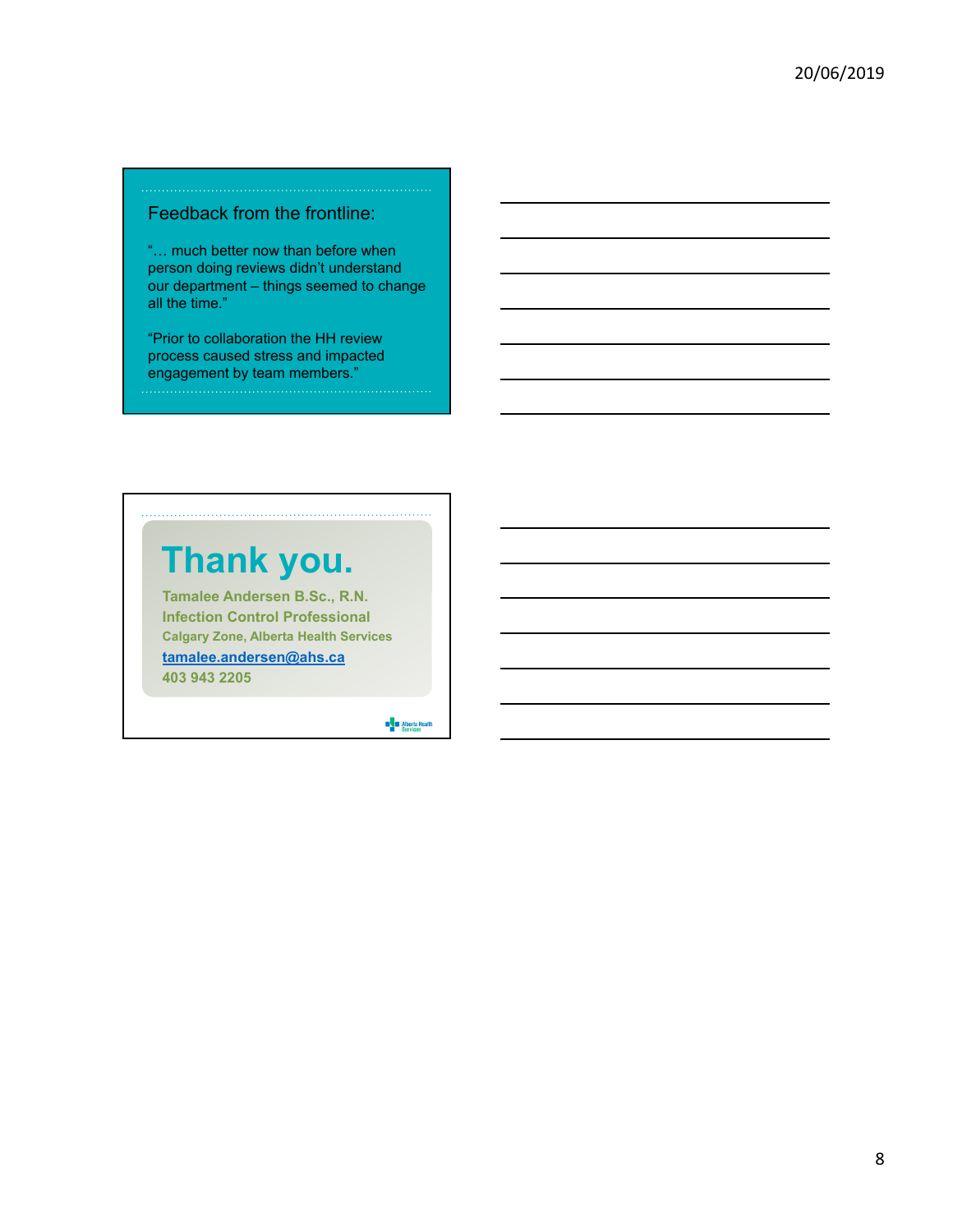## Feedback from the frontline:

"… much better now than before when person doing reviews didn't understand our department – things seemed to change all the time."

"Prior to collaboration the HH review process caused stress and impacted engagement by team members."

# Thank you.

**Tamalee Andersen B.Sc., R.N.**
**Infection Control Professional**
**Calgary Zone, Alberta Health Services**
**tamalee.andersen@ahs.ca**
**403 943 2205**

Alberta Health Services